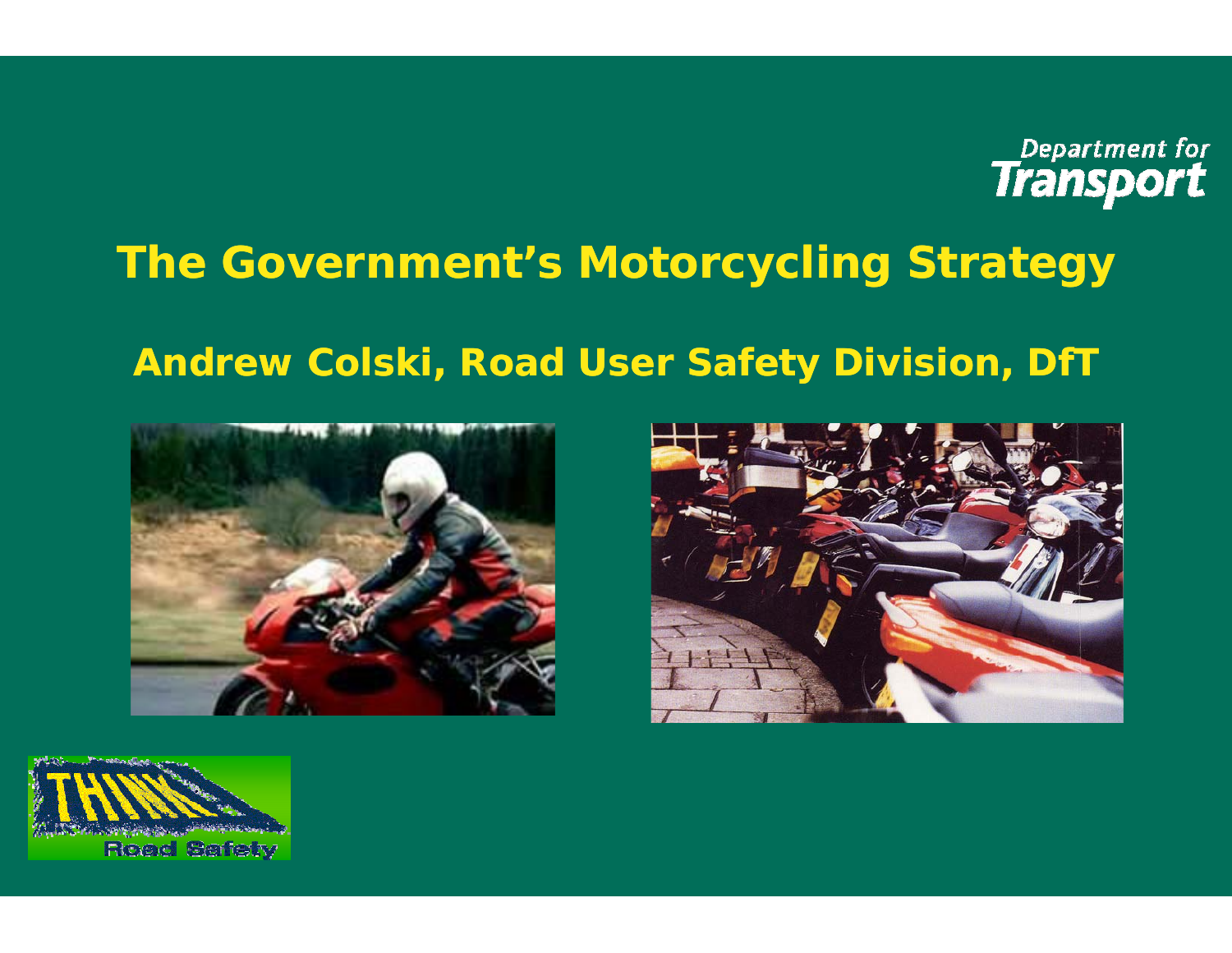Department for Transport

# The Government's Motorcycling Strategy

## Andrew Colski, Road User Safety Division, DfT

THINK Road Safety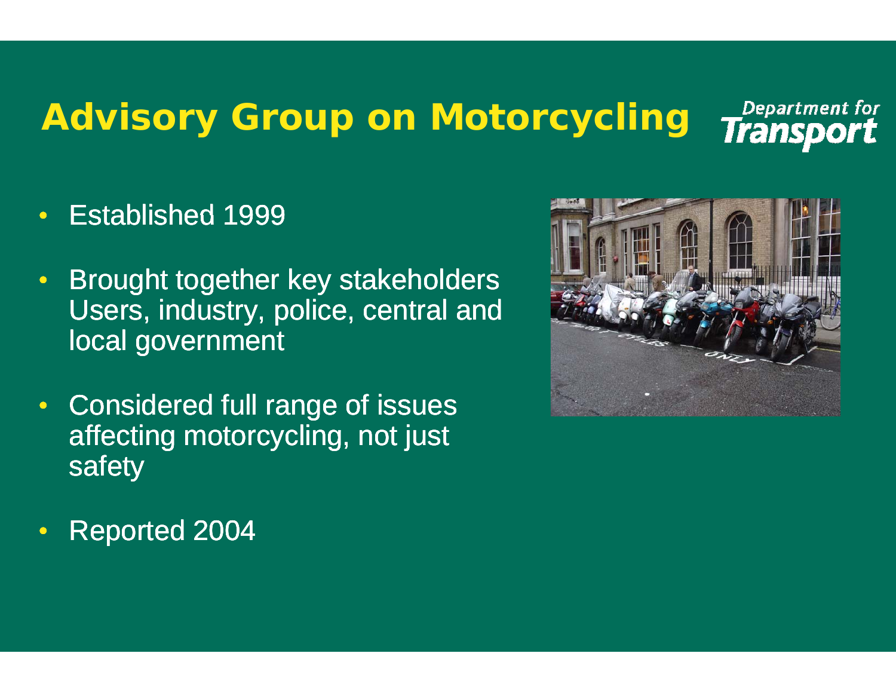# Advisory Group on Motorcycling

Department for Transport

- Established 1999
- Brought together key stakeholders Users, industry, police, central and local government
- Considered full range of issues affecting motorcycling, not just safety
- Reported 2004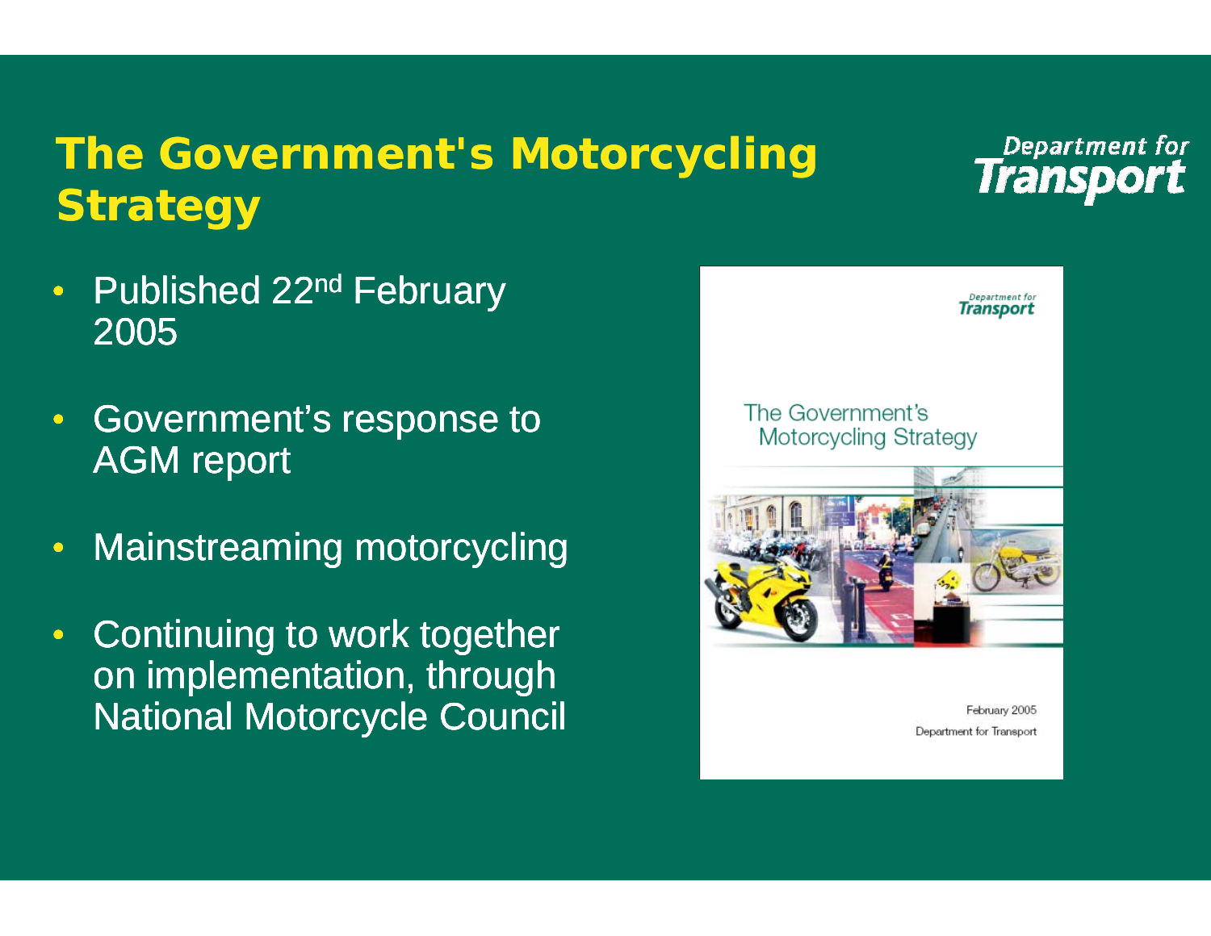# The Government's Motorcycling Strategy

Department for Transport

- Published 22nd February 2005
- Government's response to AGM report
- Mainstreaming motorcycling
- Continuing to work together on implementation, through National Motorcycle Council

Department for Transport

The Government's Motorcycling Strategy

February 2005

Department for Transport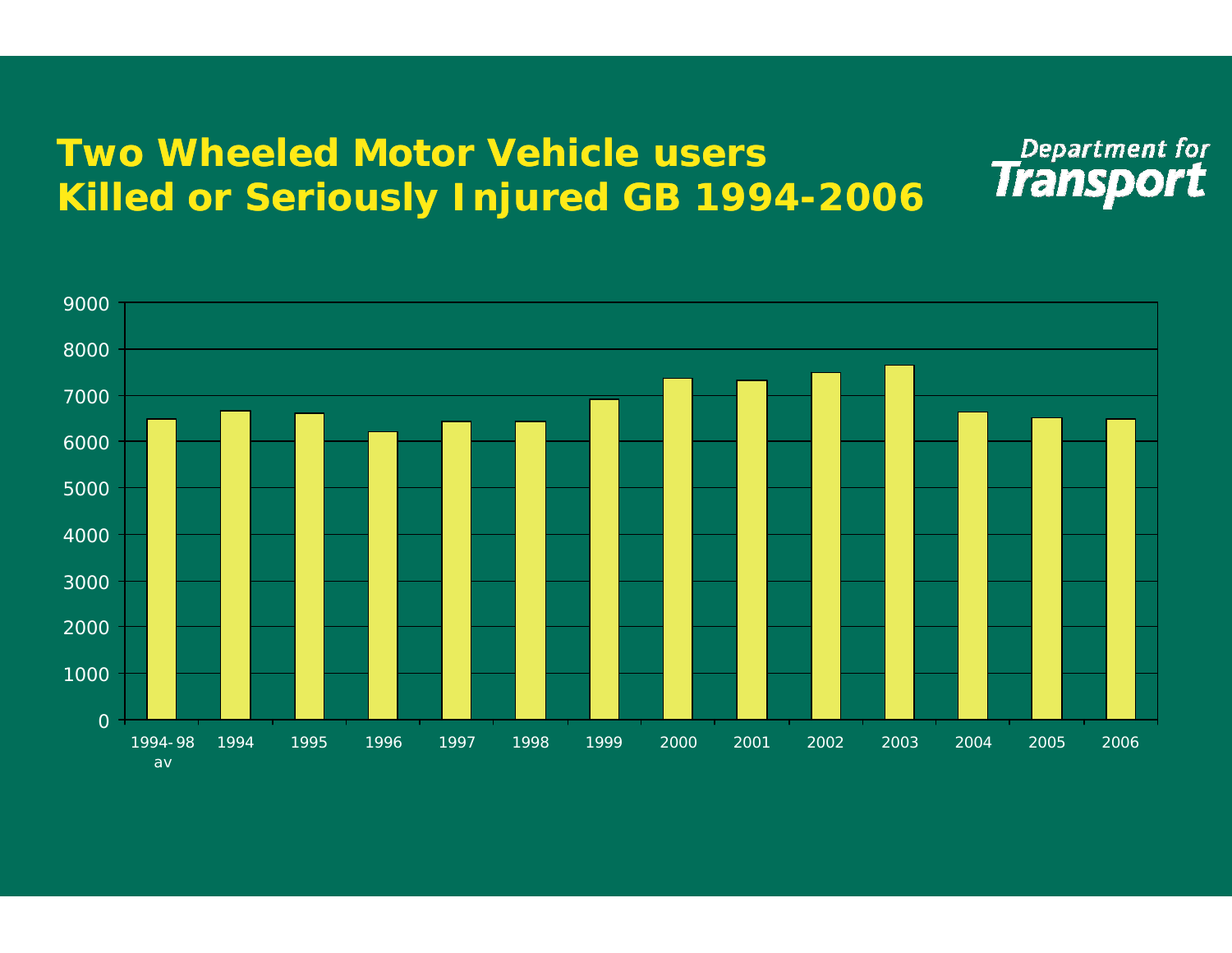# Two Wheeled Motor Vehicle users Killed or Seriously Injured GB 1994-2006

Department for Transport

9000
8000
7000
6000
5000
4000
3000
2000
1000
0

1994-98 av
1994
1995
1996
1997
1998
1999
2000
2001
2002
2003
2004
2005
2006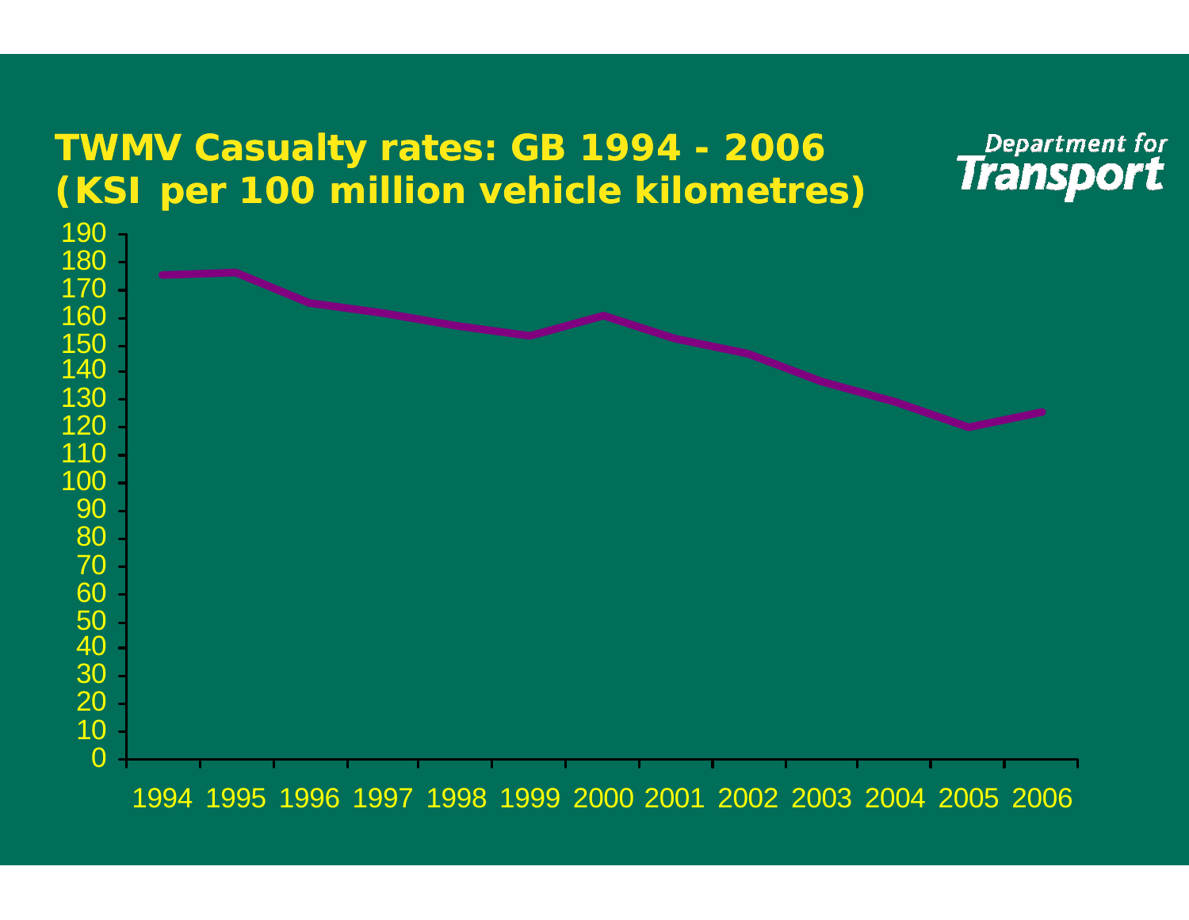# TWMV Casualty rates: GB 1994 - 2006 (KSI per 100 million vehicle kilometres)

Department for Transport

190
180
170
160
150
140
130
120
110
100
90
80
70
60
50
40
30
20
10
0

1994 1995 1996 1997 1998 1999 2000 2001 2002 2003 2004 2005 2006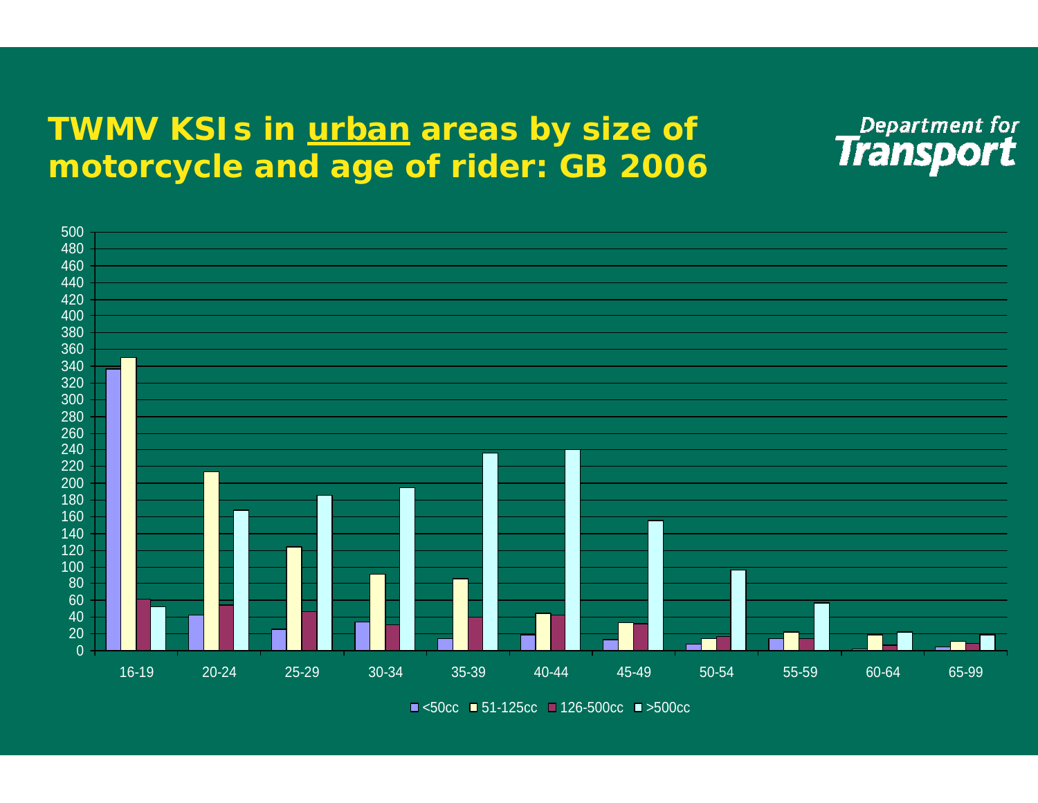# TWMV KSIs in urban areas by size of motorcycle and age of rider: GB 2006

Department for Transport

500
480
460
440
420
400
380
360
340
320
300
280
260
240
220
200
180
160
140
120
100
80
60
40
20
0

16-19 20-24 25-29 30-34 35-39 40-44 45-49 50-54 55-59 60-64 65-99

<50cc 51-125cc 126-500cc >500cc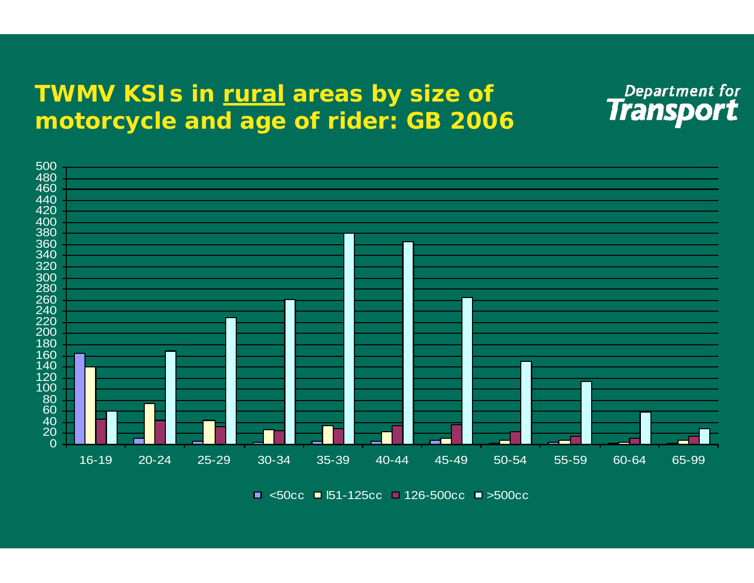# TWMV KSIs in rural areas by size of motorcycle and age of rider: GB 2006

Department for Transport

500
480
460
440
420
400
380
360
340
320
300
280
260
240
220
200
180
160
140
120
100
80
60
40
20
0

16-19
20-24
25-29
30-34
35-39
40-44
45-49
50-54
55-59
60-64
65-99

<50cc
l51-125cc
126-500cc
>500cc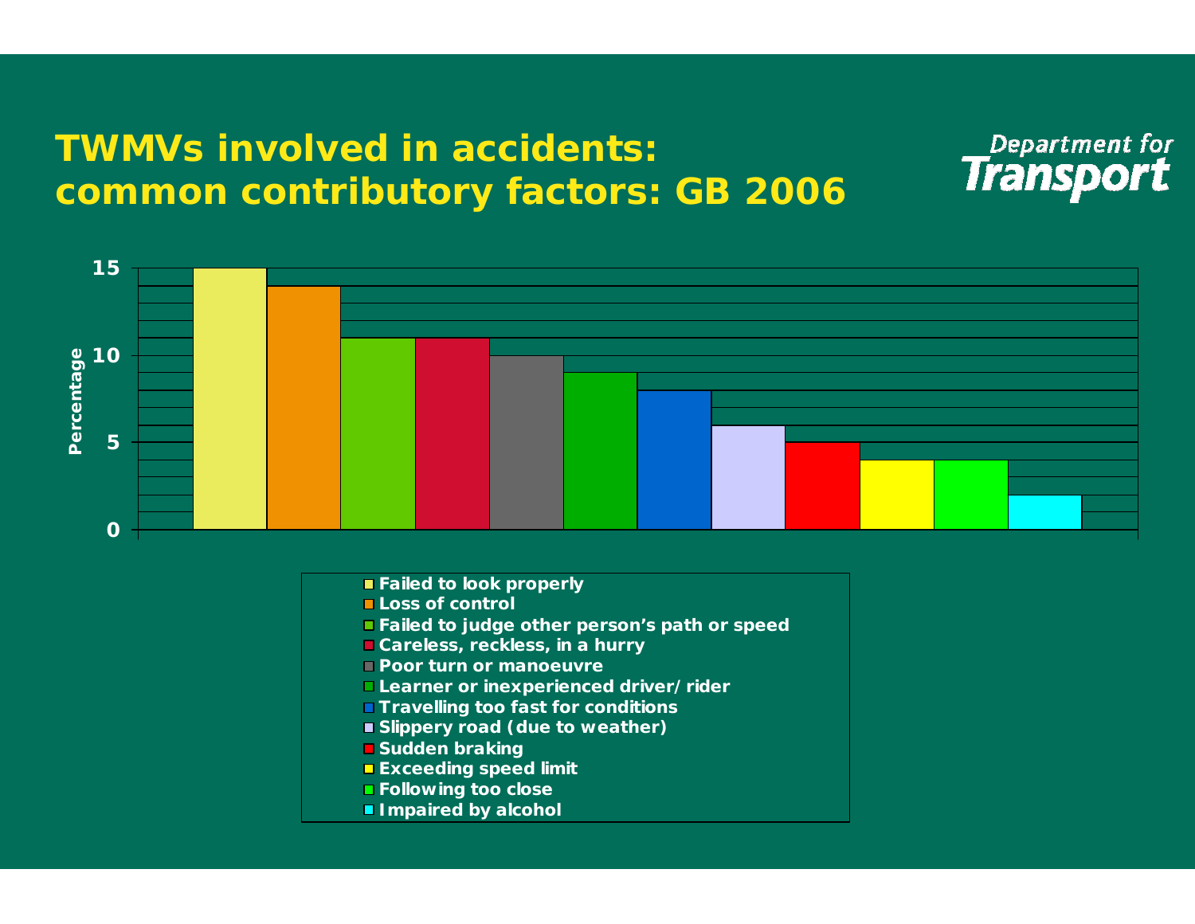# TWMVs involved in accidents: common contributory factors: GB 2006

Department for Transport

Percentage

15

10

5

0

- Failed to look properly
- Loss of control
- Failed to judge other person's path or speed
- Careless, reckless, in a hurry
- Poor turn or manoeuvre
- Learner or inexperienced driver/ rider
- Travelling too fast for conditions
- Slippery road (due to weather)
- Sudden braking
- Exceeding speed limit
- Following too close
- Impaired by alcohol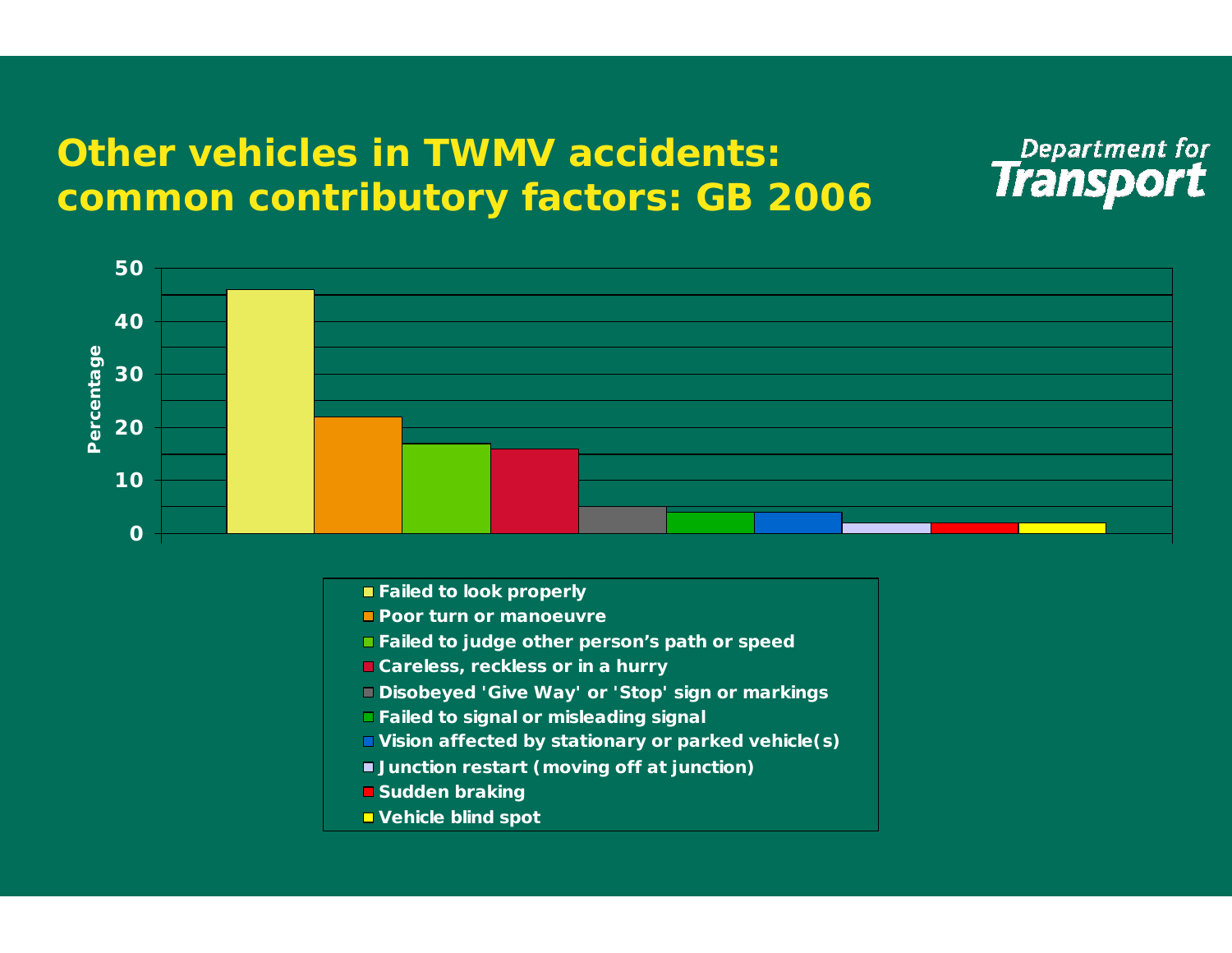# Other vehicles in TWMV accidents: common contributory factors: GB 2006

Department for Transport

Percentage

50
40
30
20
10
0

- Failed to look properly
- Poor turn or manoeuvre
- Failed to judge other person's path or speed
- Careless, reckless or in a hurry
- Disobeyed 'Give Way' or 'Stop' sign or markings
- Failed to signal or misleading signal
- Vision affected by stationary or parked vehicle(s)
- Junction restart (moving off at junction)
- Sudden braking
- Vehicle blind spot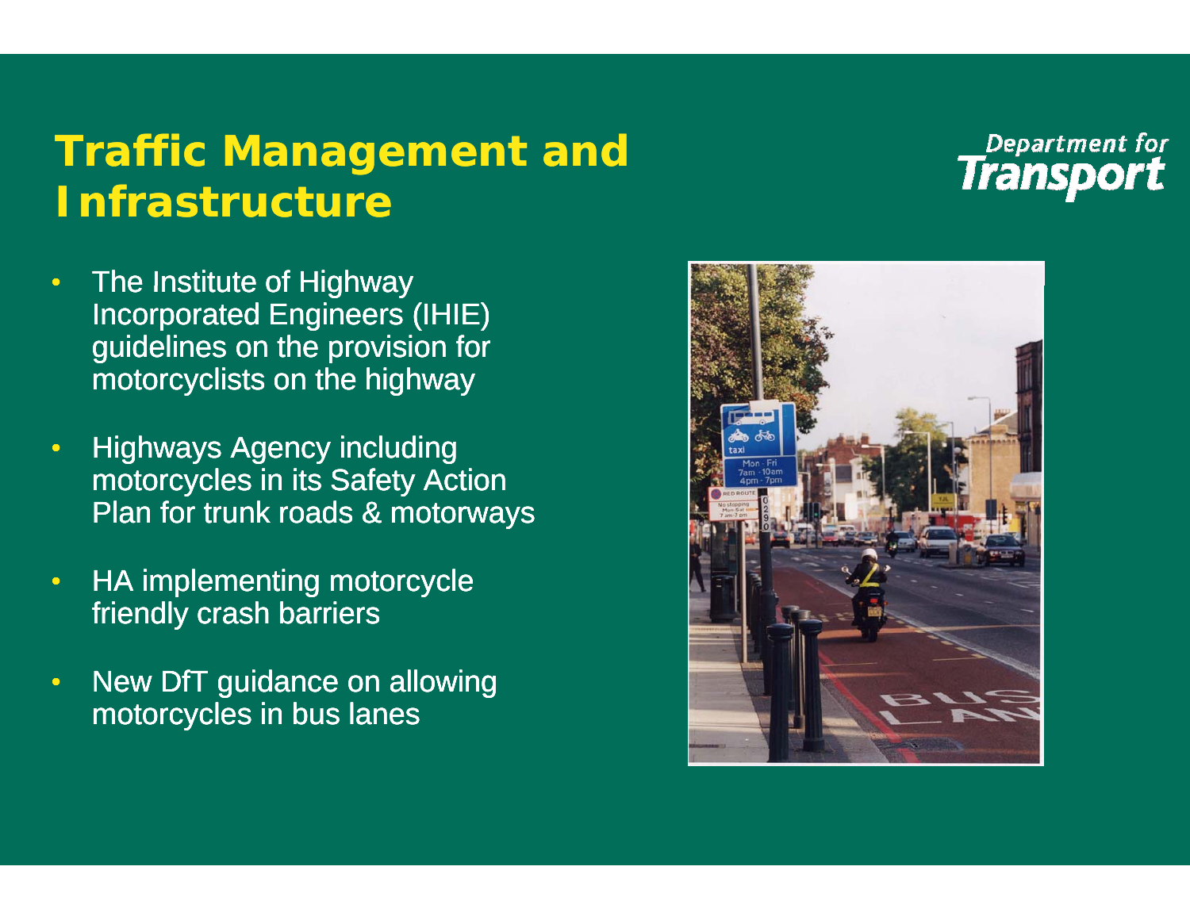# Traffic Management and Infrastructure

Department for Transport

- The Institute of Highway Incorporated Engineers (IHIE) guidelines on the provision for motorcyclists on the highway
- Highways Agency including motorcycles in its Safety Action Plan for trunk roads & motorways
- HA implementing motorcycle friendly crash barriers
- New DfT guidance on allowing motorcycles in bus lanes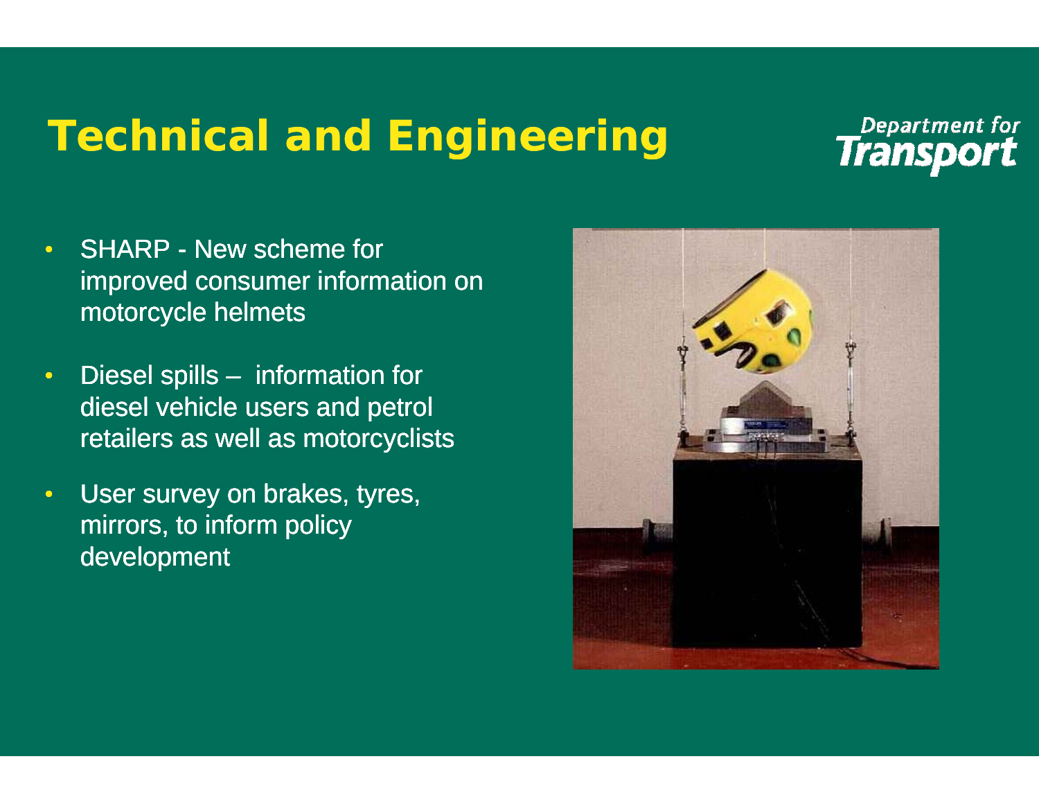# Technical and Engineering

Department for Transport

- SHARP - New scheme for improved consumer information on motorcycle helmets
- Diesel spills – information for diesel vehicle users and petrol retailers as well as motorcyclists
- User survey on brakes, tyres, mirrors, to inform policy development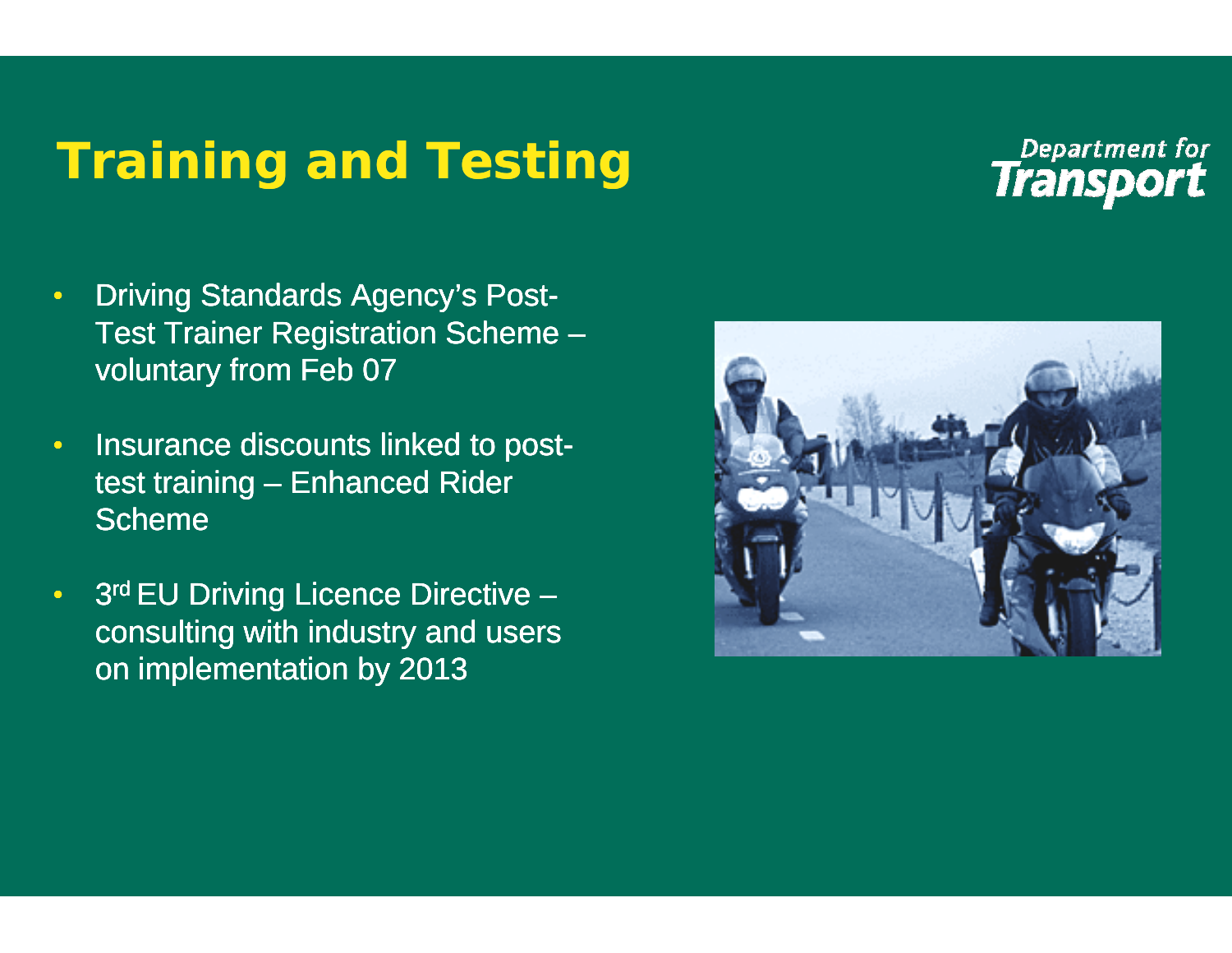# Training and Testing

Department for Transport

- Driving Standards Agency's Post-Test Trainer Registration Scheme – voluntary from Feb 07
- Insurance discounts linked to post-test training – Enhanced Rider Scheme
- 3rd EU Driving Licence Directive – consulting with industry and users on implementation by 2013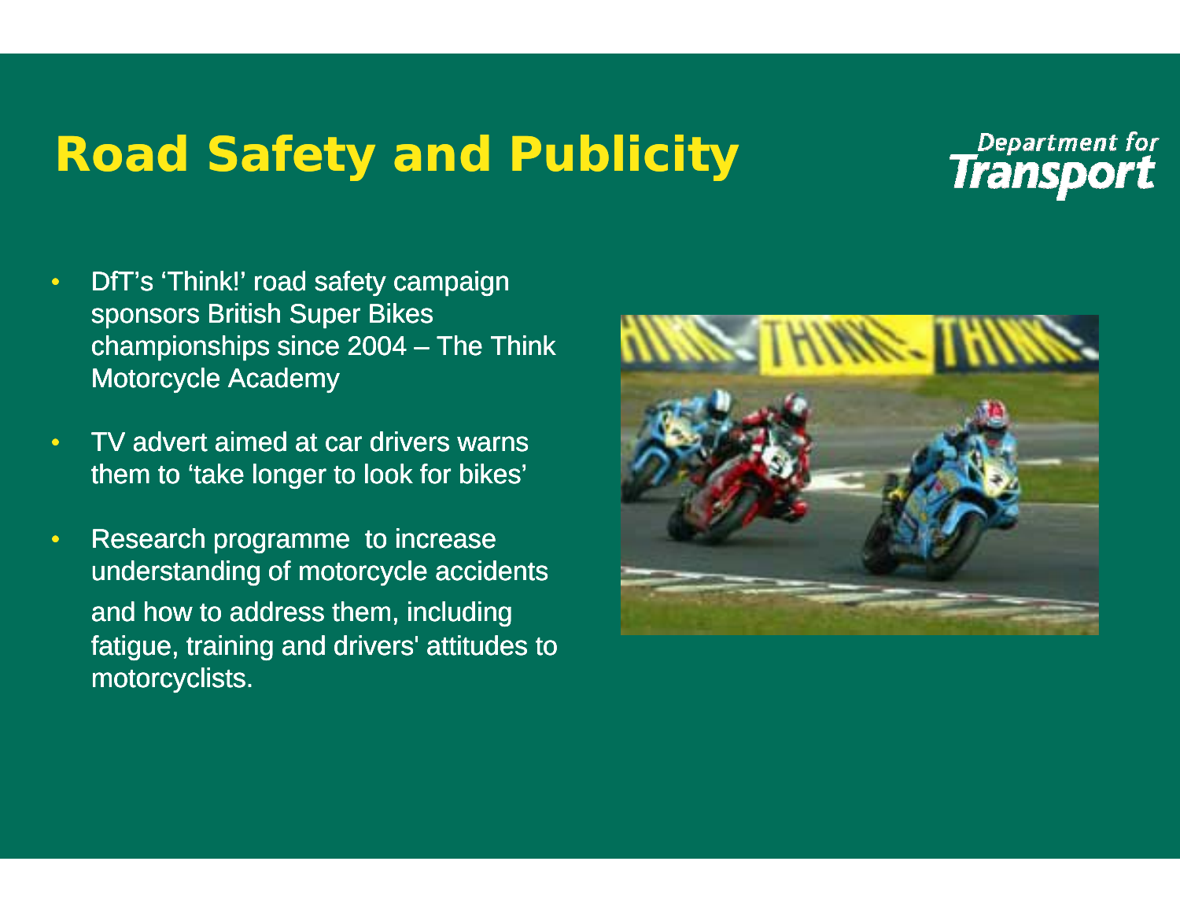# Road Safety and Publicity

Department for Transport

- DfT's 'Think!' road safety campaign sponsors British Super Bikes championships since 2004 – The Think Motorcycle Academy
- TV advert aimed at car drivers warns them to 'take longer to look for bikes'
- Research programme to increase understanding of motorcycle accidents and how to address them, including fatigue, training and drivers' attitudes to motorcyclists.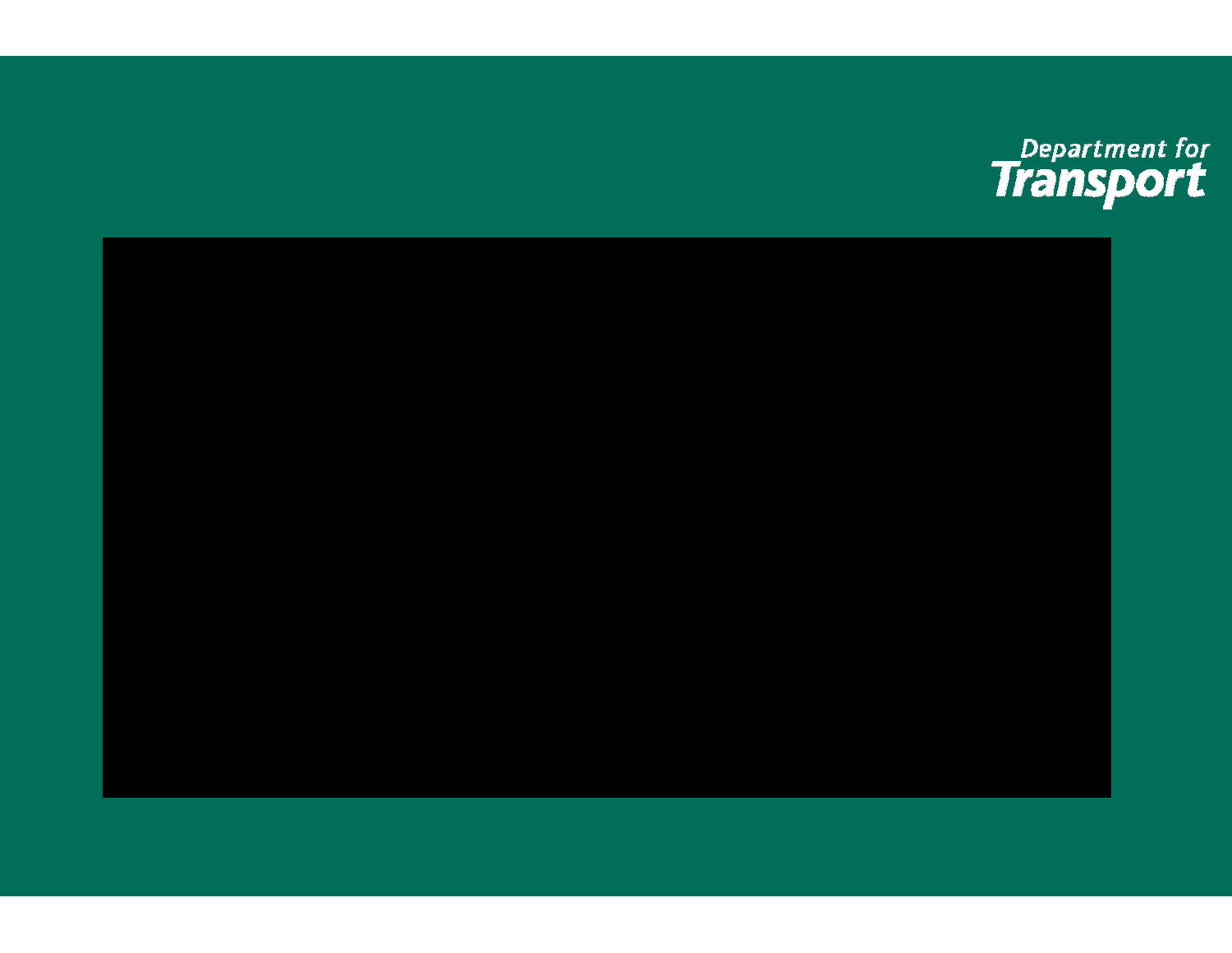Department for Transport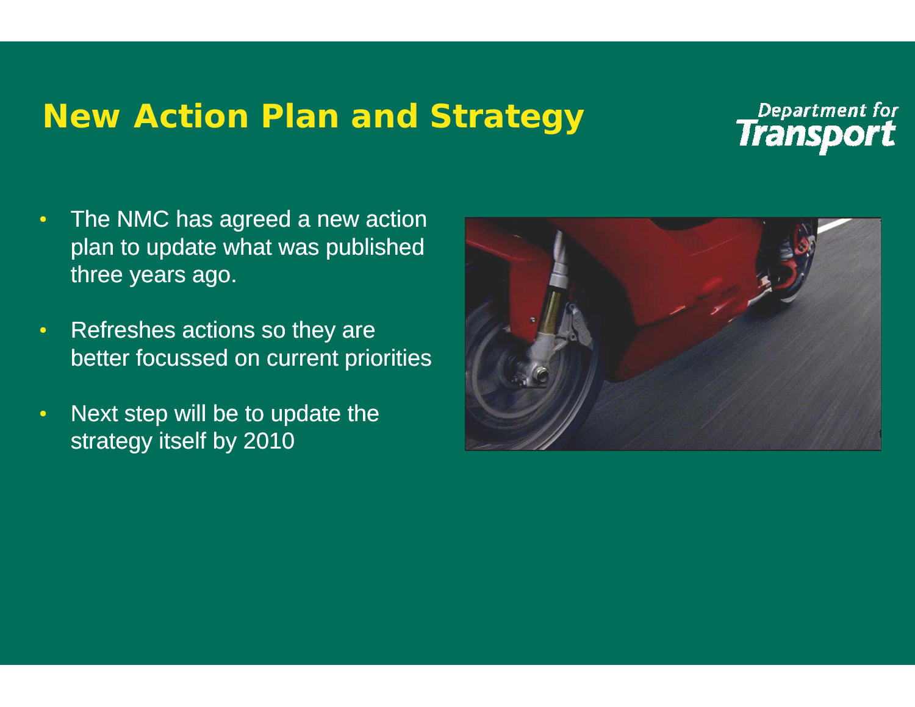# New Action Plan and Strategy

Department for Transport

- The NMC has agreed a new action plan to update what was published three years ago.
- Refreshes actions so they are better focussed on current priorities
- Next step will be to update the strategy itself by 2010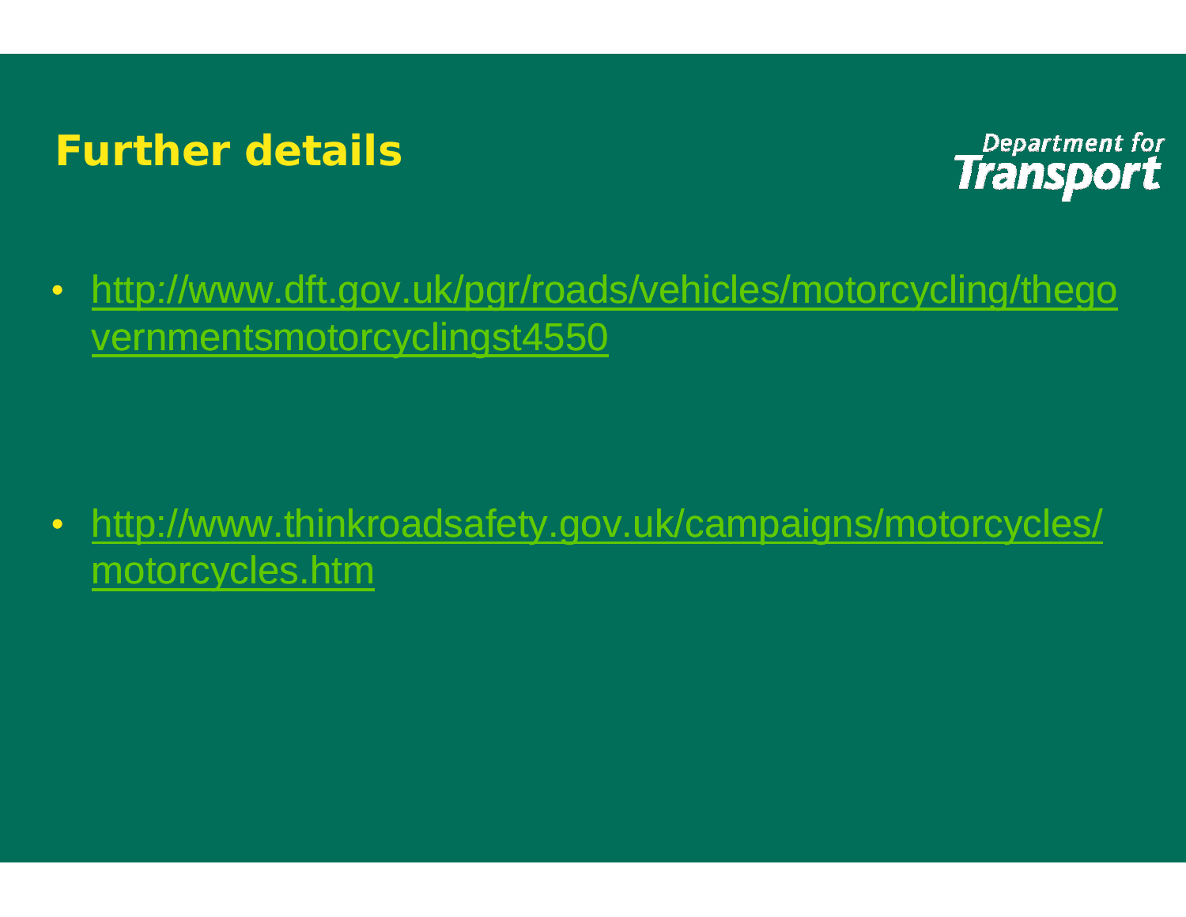# Further details

Department for Transport

- http://www.dft.gov.uk/pgr/roads/vehicles/motorcycling/thegovernmentsmotorcyclingst4550

- http://www.thinkroadsafety.gov.uk/campaigns/motorcycles/motorcycles.htm